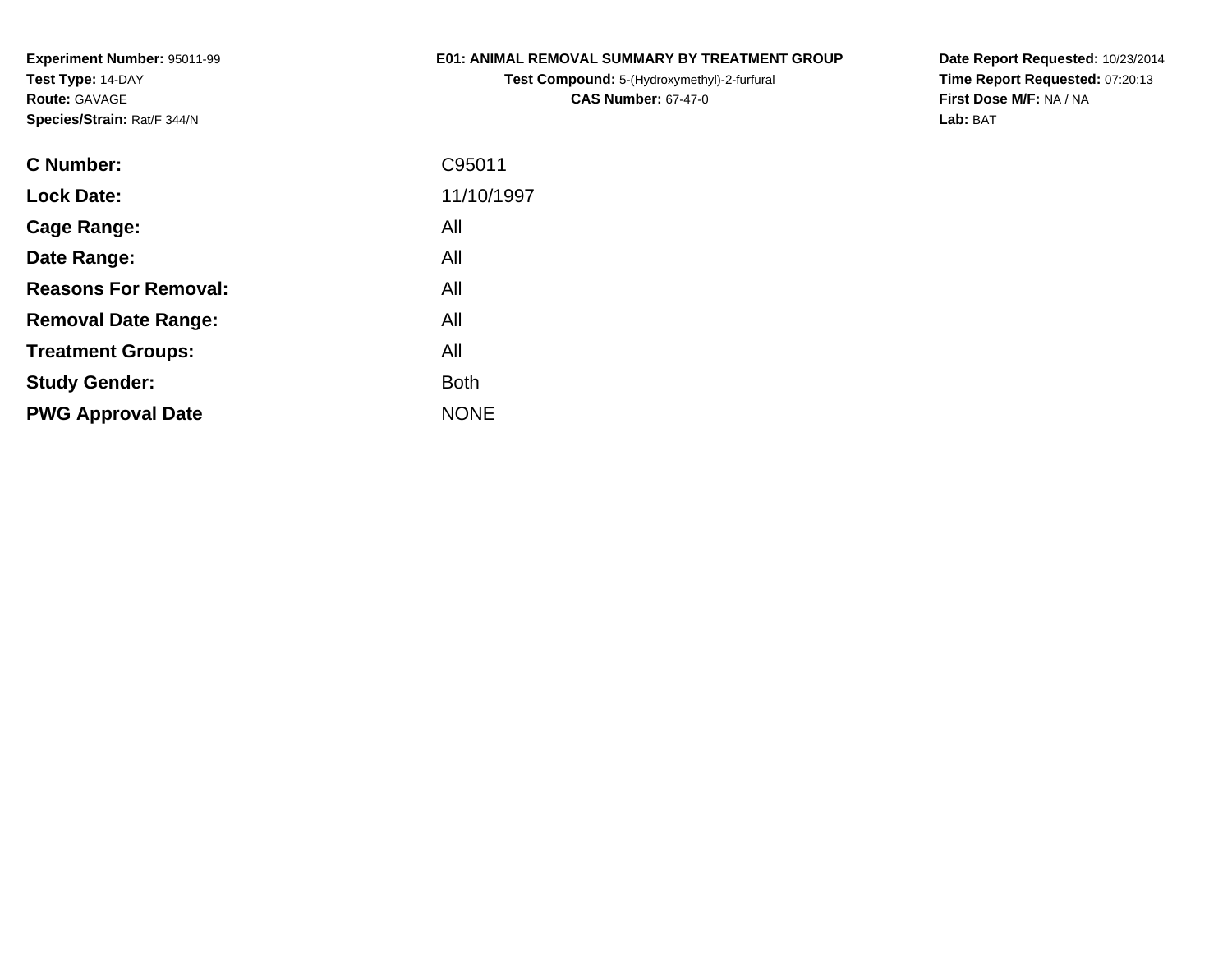**Experiment Number:** 95011-99
**Test Type:** 14-DAY
**Route:** GAVAGE
**Species/Strain:** Rat/F 344/N

**E01: ANIMAL REMOVAL SUMMARY BY TREATMENT GROUP**
**Test Compound:** 5-(Hydroxymethyl)-2-furfural
**CAS Number:** 67-47-0

**Date Report Requested:** 10/23/2014
**Time Report Requested:** 07:20:13
**First Dose M/F:** NA / NA
**Lab:** BAT

| | |
|---|---|
| **C Number:** | C95011 |
| **Lock Date:** | 11/10/1997 |
| **Cage Range:** | All |
| **Date Range:** | All |
| **Reasons For Removal:** | All |
| **Removal Date Range:** | All |
| **Treatment Groups:** | All |
| **Study Gender:** | Both |
| **PWG Approval Date** | NONE |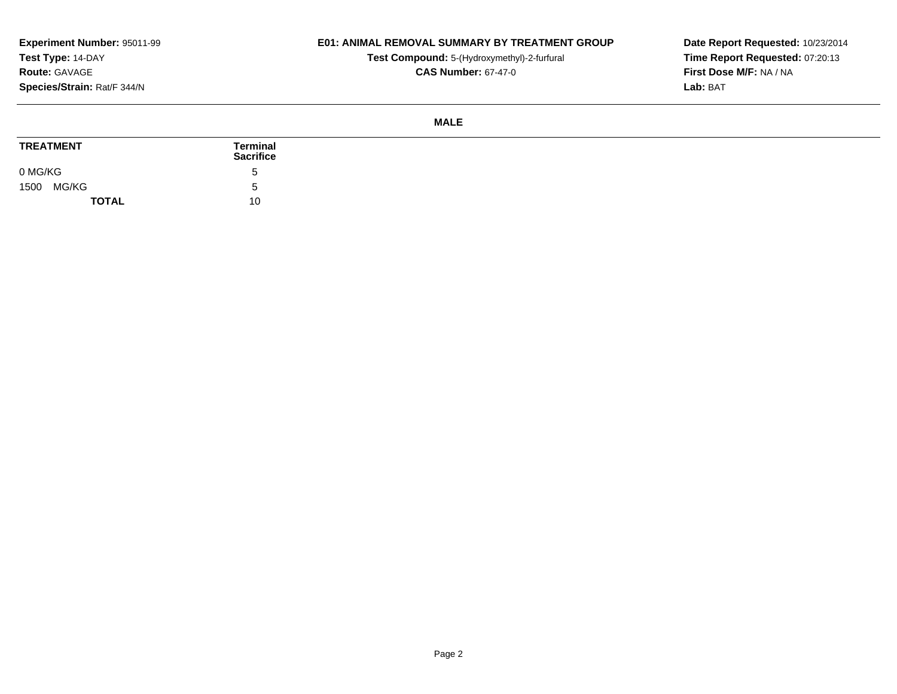**Experiment Number:** 95011-99
**Test Type:** 14-DAY
**Route:** GAVAGE
**Species/Strain:** Rat/F 344/N

**E01: ANIMAL REMOVAL SUMMARY BY TREATMENT GROUP**
**Test Compound:** 5-(Hydroxymethyl)-2-furfural
**CAS Number:** 67-47-0

**Date Report Requested:** 10/23/2014
**Time Report Requested:** 07:20:13
**First Dose M/F:** NA / NA
**Lab:** BAT

**MALE**

| TREATMENT | Terminal Sacrifice |
|---|---|
| 0 MG/KG | 5 |
| 1500 MG/KG | 5 |
| **TOTAL** | 10 |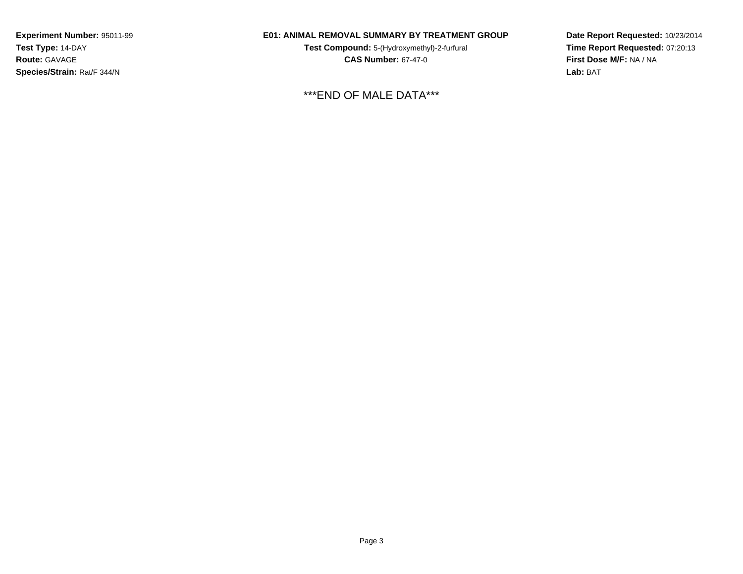**Experiment Number:** 95011-99
**Test Type:** 14-DAY
**Route:** GAVAGE
**Species/Strain:** Rat/F 344/N

**E01: ANIMAL REMOVAL SUMMARY BY TREATMENT GROUP**
**Test Compound:** 5-(Hydroxymethyl)-2-furfural
**CAS Number:** 67-47-0

**Date Report Requested:** 10/23/2014
**Time Report Requested:** 07:20:13
**First Dose M/F:** NA / NA
**Lab:** BAT

***END OF MALE DATA***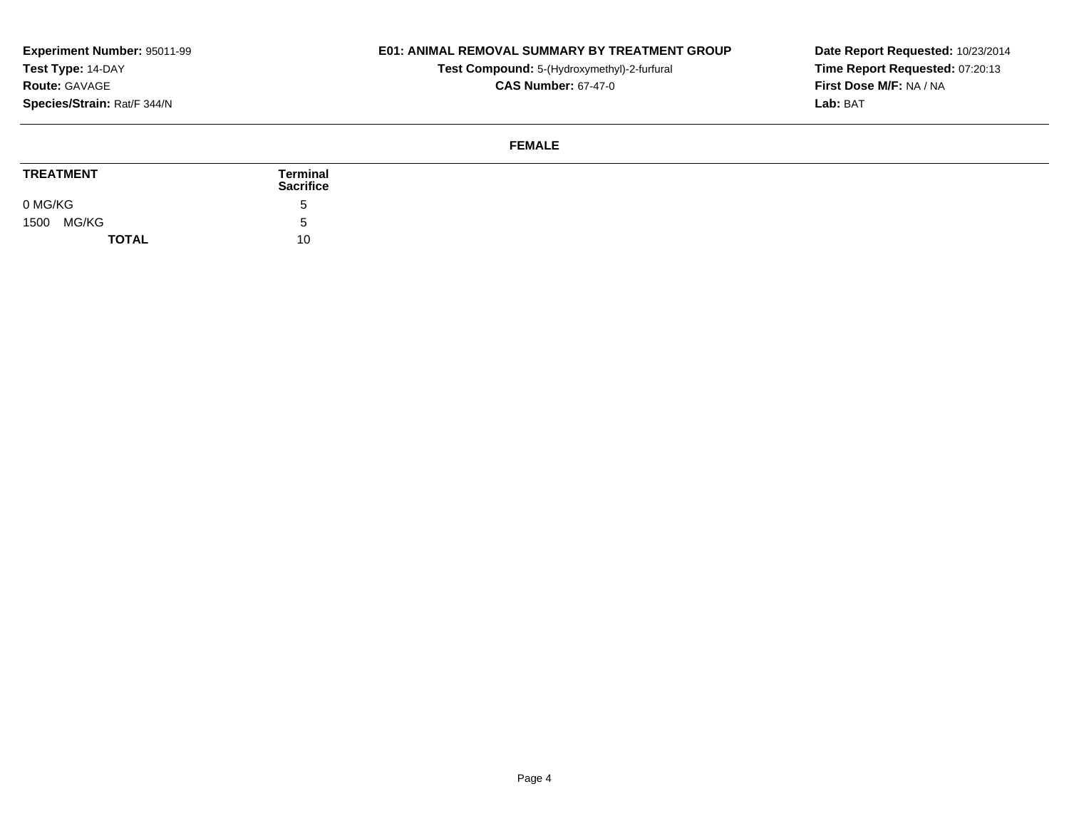**Experiment Number:** 95011-99
**Test Type:** 14-DAY
**Route:** GAVAGE
**Species/Strain:** Rat/F 344/N

**E01: ANIMAL REMOVAL SUMMARY BY TREATMENT GROUP**
**Test Compound:** 5-(Hydroxymethyl)-2-furfural
**CAS Number:** 67-47-0

**Date Report Requested:** 10/23/2014
**Time Report Requested:** 07:20:13
**First Dose M/F:** NA / NA
**Lab:** BAT

**FEMALE**

| TREATMENT | Terminal Sacrifice |
|---|---|
| 0 MG/KG | 5 |
| 1500 MG/KG | 5 |
| **TOTAL** | 10 |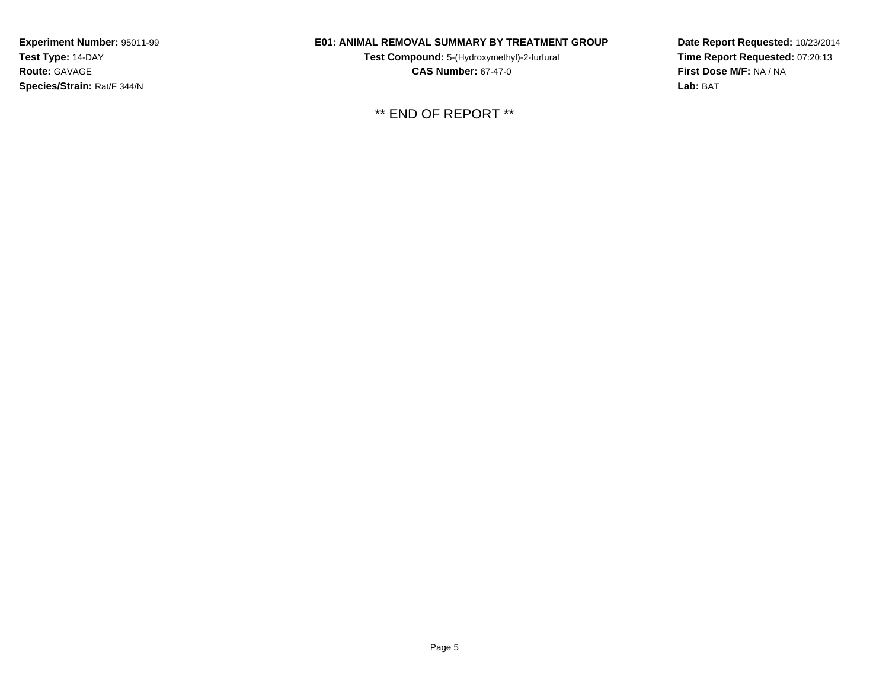**Experiment Number:** 95011-99
**Test Type:** 14-DAY
**Route:** GAVAGE
**Species/Strain:** Rat/F 344/N

**E01: ANIMAL REMOVAL SUMMARY BY TREATMENT GROUP**
**Test Compound:** 5-(Hydroxymethyl)-2-furfural
**CAS Number:** 67-47-0

**Date Report Requested:** 10/23/2014
**Time Report Requested:** 07:20:13
**First Dose M/F:** NA / NA
**Lab:** BAT

** END OF REPORT **